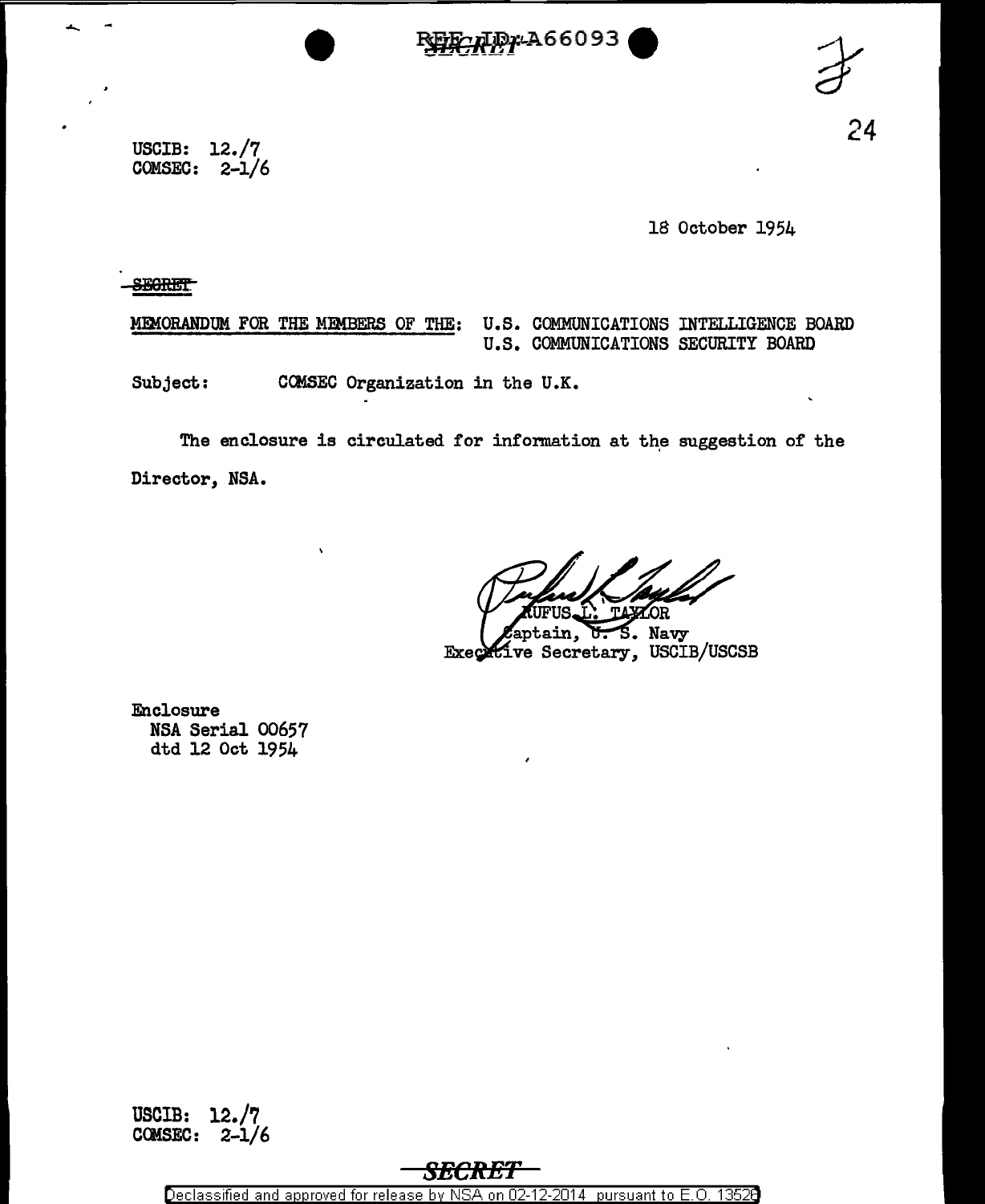REF ID:A66093

SECRET

USCIB: 12./7
COMSEC: 2-1/6

18 October 1954

SECRET

MEMORANDUM FOR THE MEMBERS OF THE: U.S. COMMUNICATIONS INTELLIGENCE BOARD
U.S. COMMUNICATIONS SECURITY BOARD

Subject: COMSEC Organization in the U.K.

The enclosure is circulated for information at the suggestion of the Director, NSA.

RUFUS L. TAYLOR
Captain, U. S. Navy
Executive Secretary, USCIB/USCSB

Enclosure
NSA Serial 00657
dtd 12 Oct 1954

USCIB: 12./7
COMSEC: 2-1/6

SECRET

Declassified and approved for release by NSA on 02-12-2014 pursuant to E.O. 13526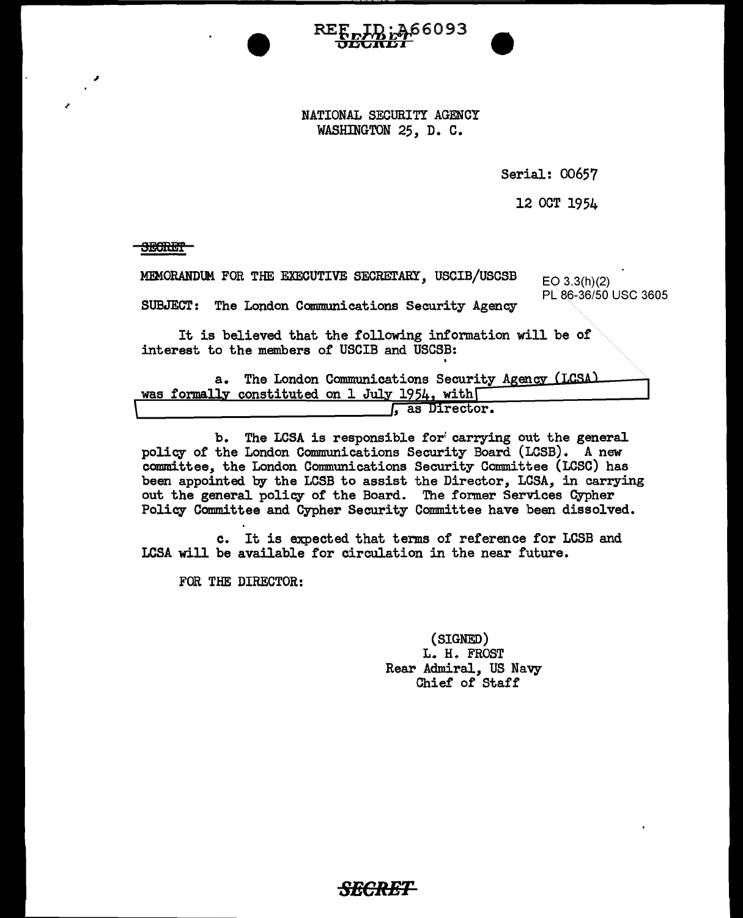REF ID:A66093

SECRET

NATIONAL SECURITY AGENCY
WASHINGTON 25, D. C.

Serial: 00657

12 OCT 1954

~~SECRET~~

MEMORANDUM FOR THE EXECUTIVE SECRETARY, USCIB/USCSB

EO 3.3(h)(2)
PL 86-36/50 USC 3605

SUBJECT: The London Communications Security Agency

It is believed that the following information will be of interest to the members of USCIB and USCSB:

a. The London Communications Security Agency (LCSA) was formally constituted on 1 July 1954, with [REDACTED], as Director.

b. The LCSA is responsible for carrying out the general policy of the London Communications Security Board (LCSB). A new committee, the London Communications Security Committee (LCSC) has been appointed by the LCSB to assist the Director, LCSA, in carrying out the general policy of the Board. The former Services Cypher Policy Committee and Cypher Security Committee have been dissolved.

c. It is expected that terms of reference for LCSB and LCSA will be available for circulation in the near future.

FOR THE DIRECTOR:

(SIGNED)
L. H. FROST
Rear Admiral, US Navy
Chief of Staff

~~SECRET~~